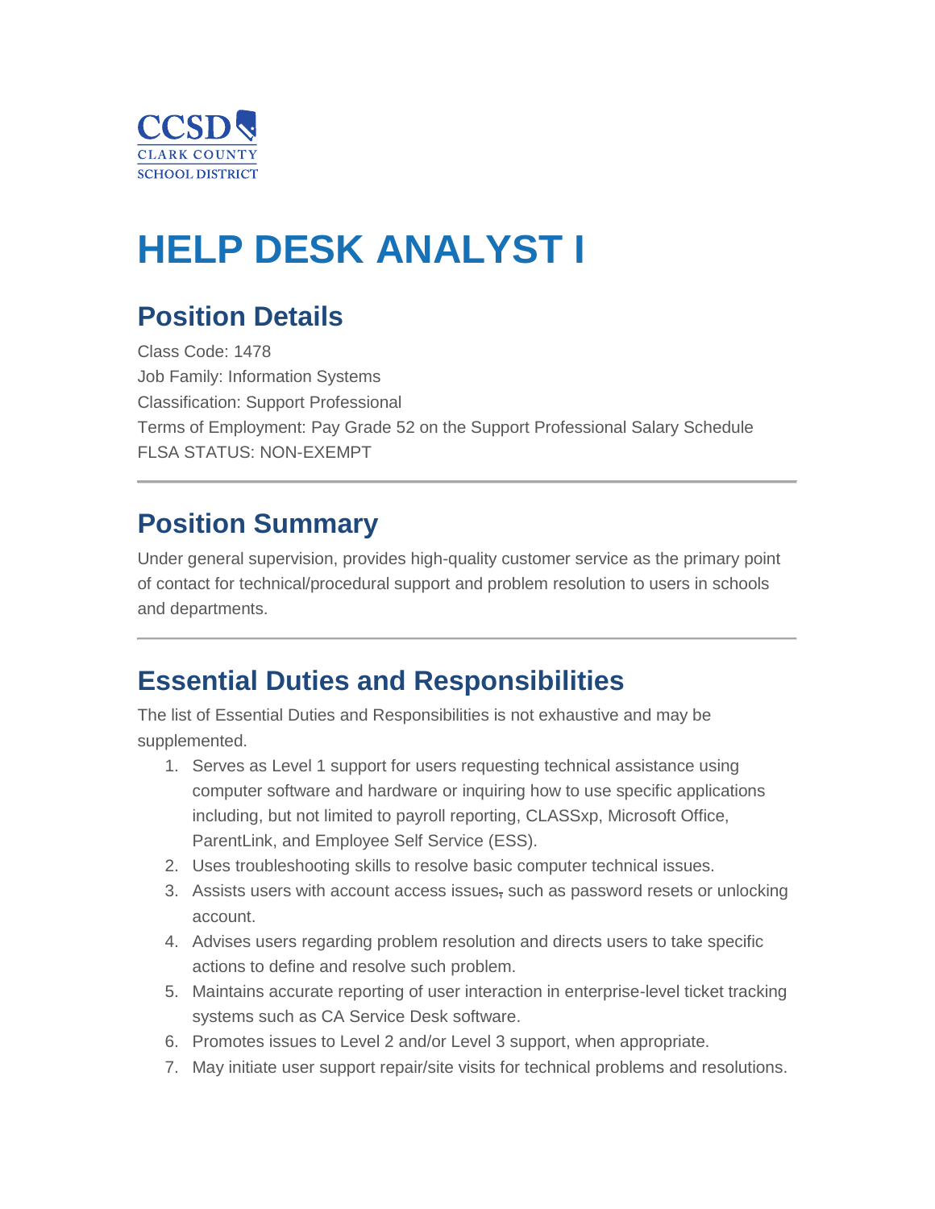CCSD
CLARK COUNTY
SCHOOL DISTRICT

# HELP DESK ANALYST I

## Position Details

Class Code: 1478
Job Family: Information Systems
Classification: Support Professional
Terms of Employment: Pay Grade 52 on the Support Professional Salary Schedule
FLSA STATUS: NON-EXEMPT

---

## Position Summary

Under general supervision, provides high-quality customer service as the primary point of contact for technical/procedural support and problem resolution to users in schools and departments.

---

## Essential Duties and Responsibilities

The list of Essential Duties and Responsibilities is not exhaustive and may be supplemented.

1. Serves as Level 1 support for users requesting technical assistance using computer software and hardware or inquiring how to use specific applications including, but not limited to payroll reporting, CLASSxp, Microsoft Office, ParentLink, and Employee Self Service (ESS).
2. Uses troubleshooting skills to resolve basic computer technical issues.
3. Assists users with account access issues, such as password resets or unlocking account.
4. Advises users regarding problem resolution and directs users to take specific actions to define and resolve such problem.
5. Maintains accurate reporting of user interaction in enterprise-level ticket tracking systems such as CA Service Desk software.
6. Promotes issues to Level 2 and/or Level 3 support, when appropriate.
7. May initiate user support repair/site visits for technical problems and resolutions.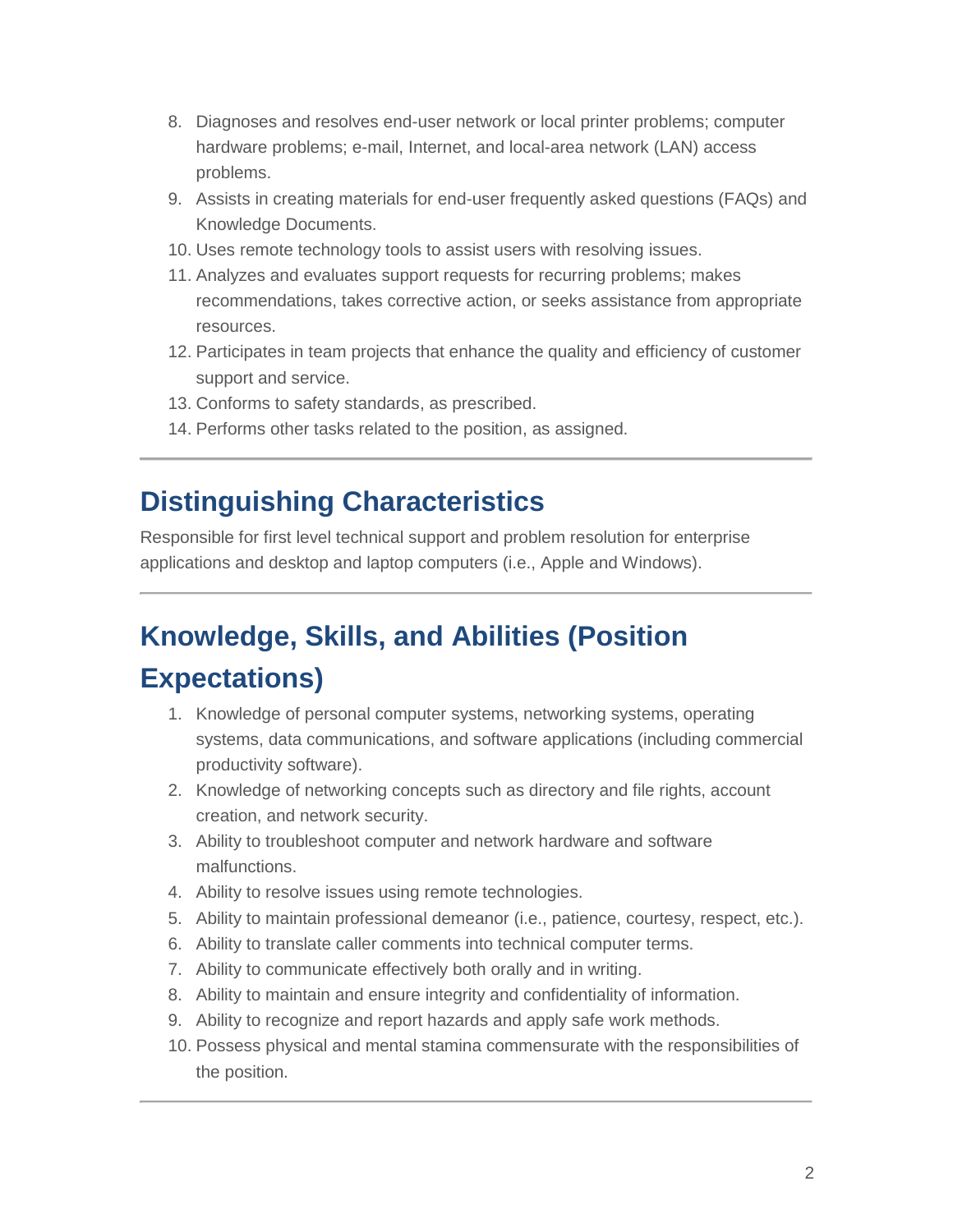8. Diagnoses and resolves end-user network or local printer problems; computer hardware problems; e-mail, Internet, and local-area network (LAN) access problems.
9. Assists in creating materials for end-user frequently asked questions (FAQs) and Knowledge Documents.
10. Uses remote technology tools to assist users with resolving issues.
11. Analyzes and evaluates support requests for recurring problems; makes recommendations, takes corrective action, or seeks assistance from appropriate resources.
12. Participates in team projects that enhance the quality and efficiency of customer support and service.
13. Conforms to safety standards, as prescribed.
14. Performs other tasks related to the position, as assigned.

---

## Distinguishing Characteristics

Responsible for first level technical support and problem resolution for enterprise applications and desktop and laptop computers (i.e., Apple and Windows).

---

## Knowledge, Skills, and Abilities (Position Expectations)

1. Knowledge of personal computer systems, networking systems, operating systems, data communications, and software applications (including commercial productivity software).
2. Knowledge of networking concepts such as directory and file rights, account creation, and network security.
3. Ability to troubleshoot computer and network hardware and software malfunctions.
4. Ability to resolve issues using remote technologies.
5. Ability to maintain professional demeanor (i.e., patience, courtesy, respect, etc.).
6. Ability to translate caller comments into technical computer terms.
7. Ability to communicate effectively both orally and in writing.
8. Ability to maintain and ensure integrity and confidentiality of information.
9. Ability to recognize and report hazards and apply safe work methods.
10. Possess physical and mental stamina commensurate with the responsibilities of the position.

---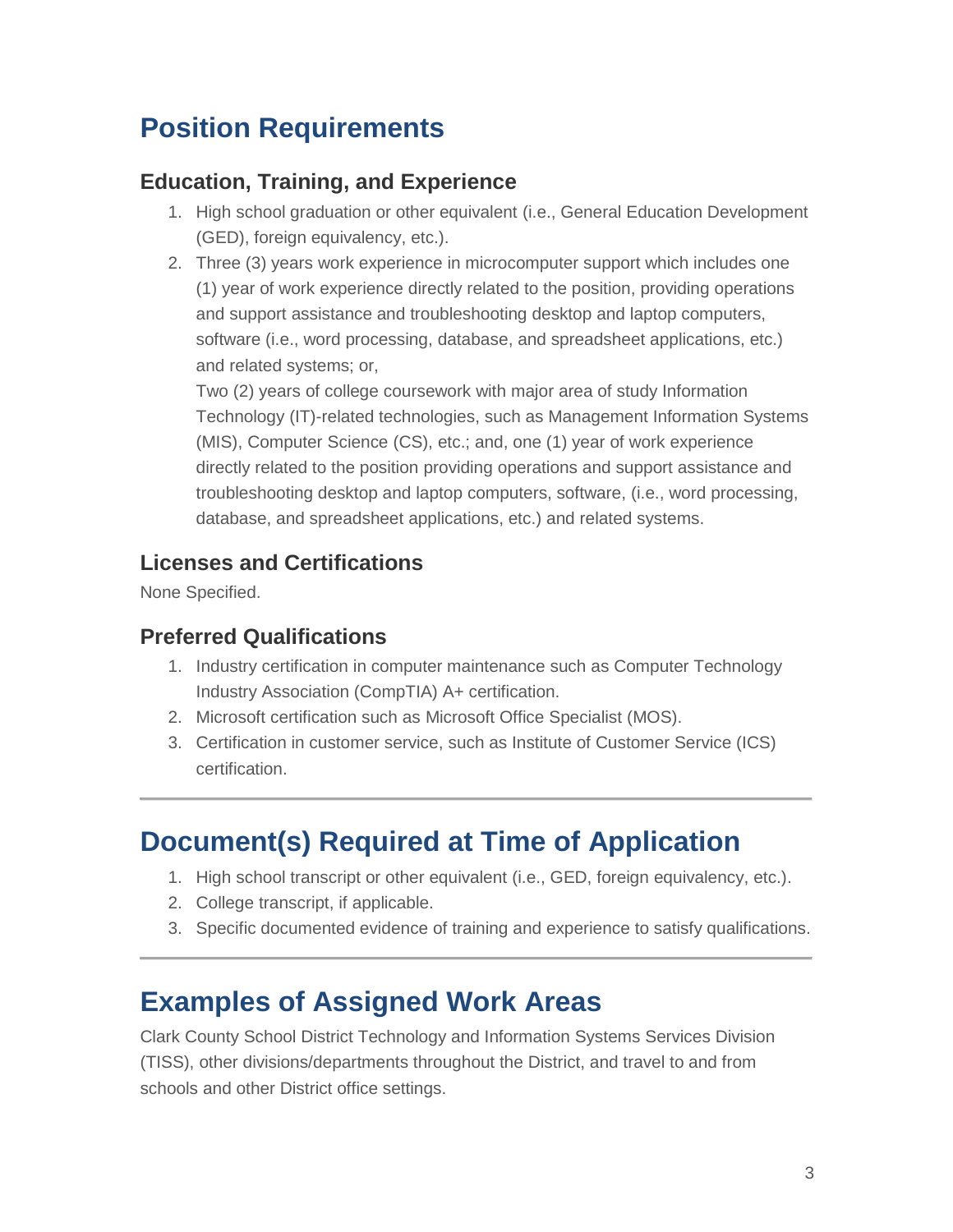## Position Requirements

### Education, Training, and Experience

1. High school graduation or other equivalent (i.e., General Education Development (GED), foreign equivalency, etc.).
2. Three (3) years work experience in microcomputer support which includes one (1) year of work experience directly related to the position, providing operations and support assistance and troubleshooting desktop and laptop computers, software (i.e., word processing, database, and spreadsheet applications, etc.) and related systems; or,

   Two (2) years of college coursework with major area of study Information Technology (IT)-related technologies, such as Management Information Systems (MIS), Computer Science (CS), etc.; and, one (1) year of work experience directly related to the position providing operations and support assistance and troubleshooting desktop and laptop computers, software, (i.e., word processing, database, and spreadsheet applications, etc.) and related systems.

### Licenses and Certifications

None Specified.

### Preferred Qualifications

1. Industry certification in computer maintenance such as Computer Technology Industry Association (CompTIA) A+ certification.
2. Microsoft certification such as Microsoft Office Specialist (MOS).
3. Certification in customer service, such as Institute of Customer Service (ICS) certification.

---

## Document(s) Required at Time of Application

1. High school transcript or other equivalent (i.e., GED, foreign equivalency, etc.).
2. College transcript, if applicable.
3. Specific documented evidence of training and experience to satisfy qualifications.

---

## Examples of Assigned Work Areas

Clark County School District Technology and Information Systems Services Division (TISS), other divisions/departments throughout the District, and travel to and from schools and other District office settings.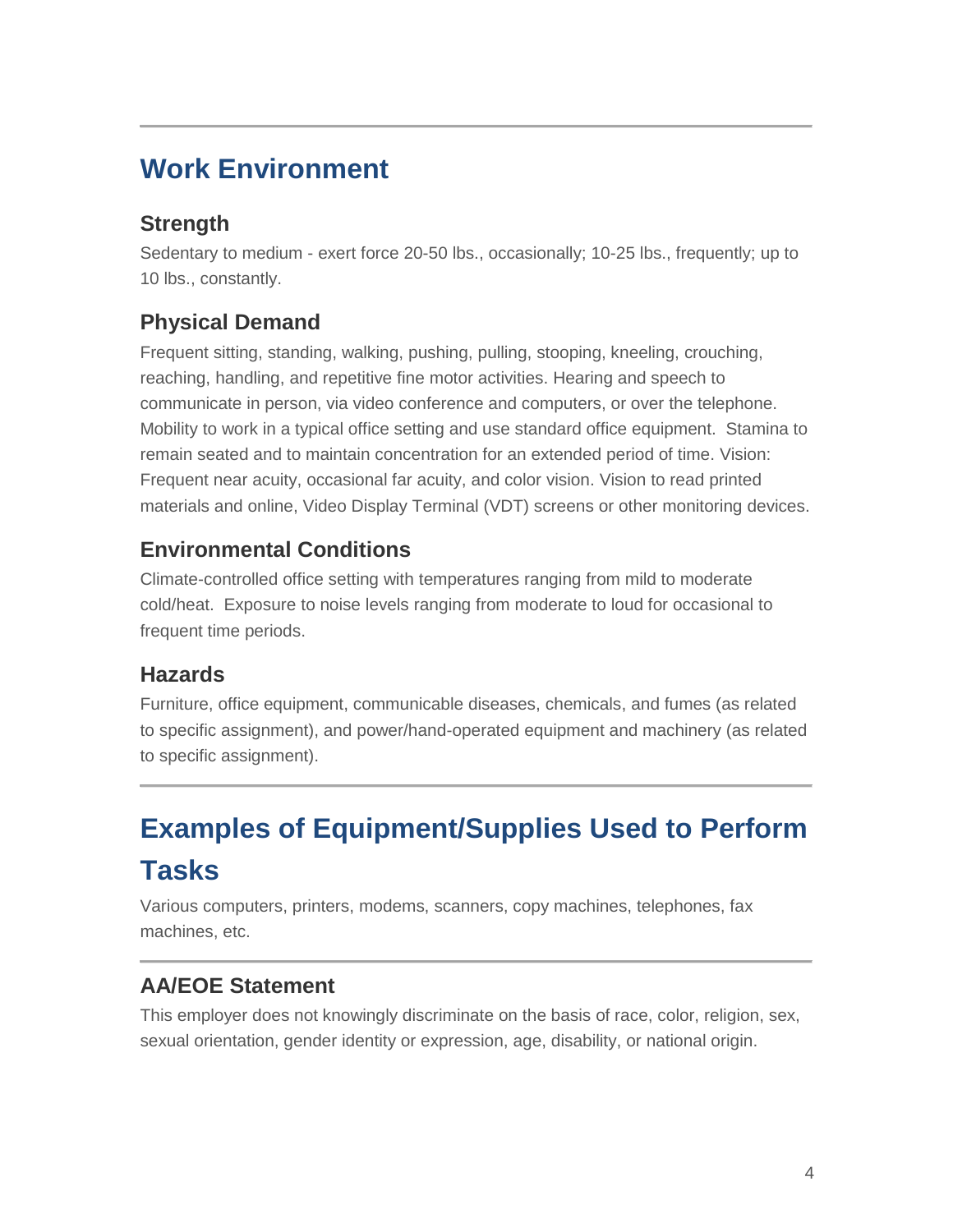## Work Environment

### Strength

Sedentary to medium - exert force 20-50 lbs., occasionally; 10-25 lbs., frequently; up to 10 lbs., constantly.

### Physical Demand

Frequent sitting, standing, walking, pushing, pulling, stooping, kneeling, crouching, reaching, handling, and repetitive fine motor activities. Hearing and speech to communicate in person, via video conference and computers, or over the telephone. Mobility to work in a typical office setting and use standard office equipment. Stamina to remain seated and to maintain concentration for an extended period of time. Vision: Frequent near acuity, occasional far acuity, and color vision. Vision to read printed materials and online, Video Display Terminal (VDT) screens or other monitoring devices.

### Environmental Conditions

Climate-controlled office setting with temperatures ranging from mild to moderate cold/heat. Exposure to noise levels ranging from moderate to loud for occasional to frequent time periods.

### Hazards

Furniture, office equipment, communicable diseases, chemicals, and fumes (as related to specific assignment), and power/hand-operated equipment and machinery (as related to specific assignment).

## Examples of Equipment/Supplies Used to Perform Tasks

Various computers, printers, modems, scanners, copy machines, telephones, fax machines, etc.

### AA/EOE Statement

This employer does not knowingly discriminate on the basis of race, color, religion, sex, sexual orientation, gender identity or expression, age, disability, or national origin.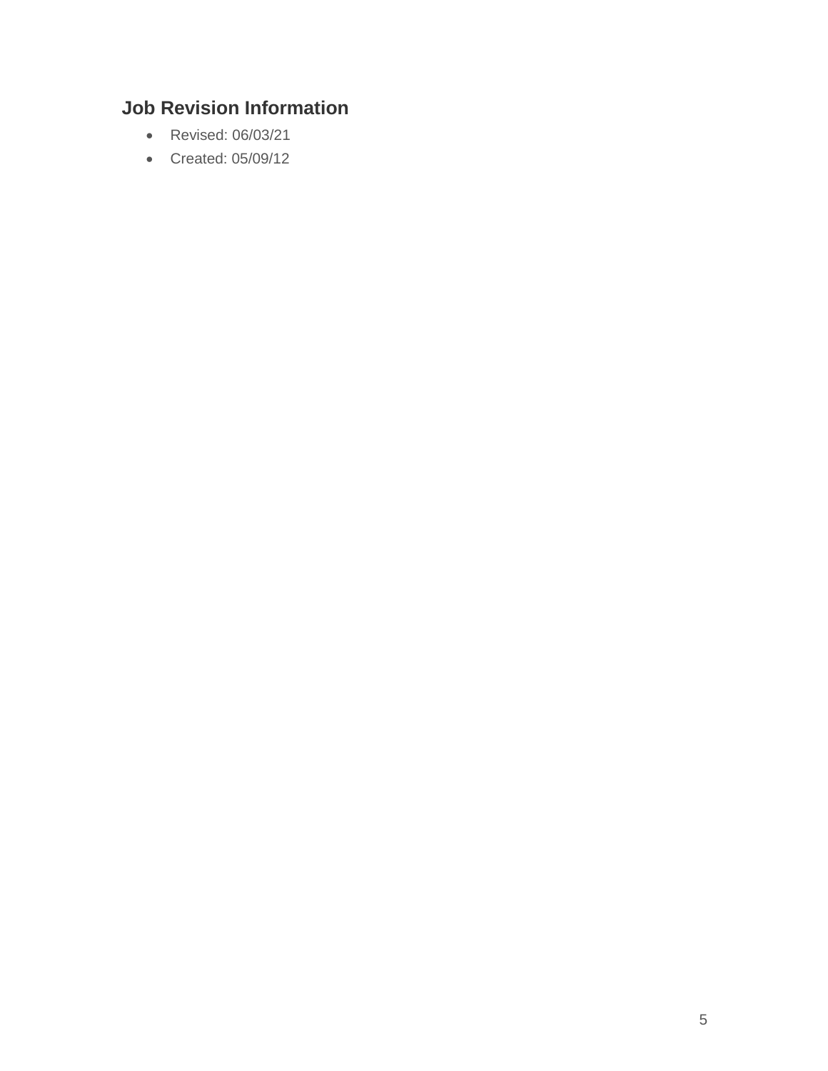### Job Revision Information

- Revised: 06/03/21
- Created: 05/09/12